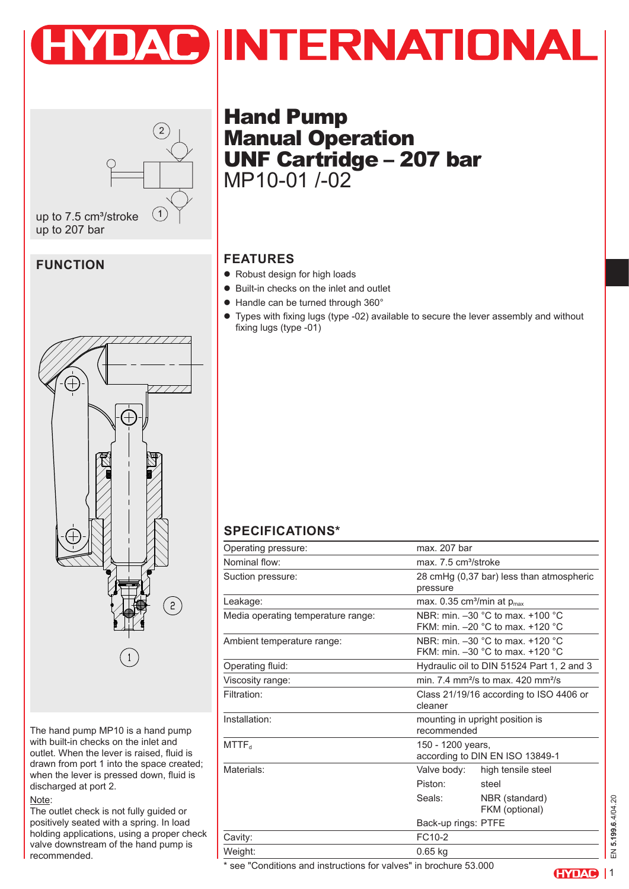# Hand Pump Manual Operation UNF Cartridge – 207 bar

MP10-01 /-02

up to 7.5 cm³/stroke
up to 207 bar

## FUNCTION

The hand pump MP10 is a hand pump with built-in checks on the inlet and outlet. When the lever is raised, fluid is drawn from port 1 into the space created; when the lever is pressed down, fluid is discharged at port 2.

Note:
The outlet check is not fully guided or positively seated with a spring. In load holding applications, using a proper check valve downstream of the hand pump is recommended.

## FEATURES

- Robust design for high loads
- Built-in checks on the inlet and outlet
- Handle can be turned through 360°
- Types with fixing lugs (type -02) available to secure the lever assembly and without fixing lugs (type -01)

## SPECIFICATIONS*

| | |
|---|---|
| Operating pressure: | max. 207 bar |
| Nominal flow: | max. 7.5 cm³/stroke |
| Suction pressure: | 28 cmHg (0,37 bar) less than atmospheric pressure |
| Leakage: | max. 0.35 cm³/min at $p_{max}$ |
| Media operating temperature range: | NBR: min. –30 °C to max. +100 °C<br>FKM: min. –20 °C to max. +120 °C |
| Ambient temperature range: | NBR: min. –30 °C to max. +120 °C<br>FKM: min. –30 °C to max. +120 °C |
| Operating fluid: | Hydraulic oil to DIN 51524 Part 1, 2 and 3 |
| Viscosity range: | min. 7.4 mm²/s to max. 420 mm²/s |
| Filtration: | Class 21/19/16 according to ISO 4406 or cleaner |
| Installation: | mounting in upright position is recommended |
| $MTTF_d$ | 150 - 1200 years,<br>according to DIN EN ISO 13849-1 |
| Materials: | Valve body: high tensile steel<br>Piston: steel<br>Seals: NBR (standard), FKM (optional)<br>Back-up rings: PTFE |
| Cavity: | FC10-2 |
| Weight: | 0.65 kg |

* see "Conditions and instructions for valves" in brochure 53.000

EN 5.199.6.4/04.20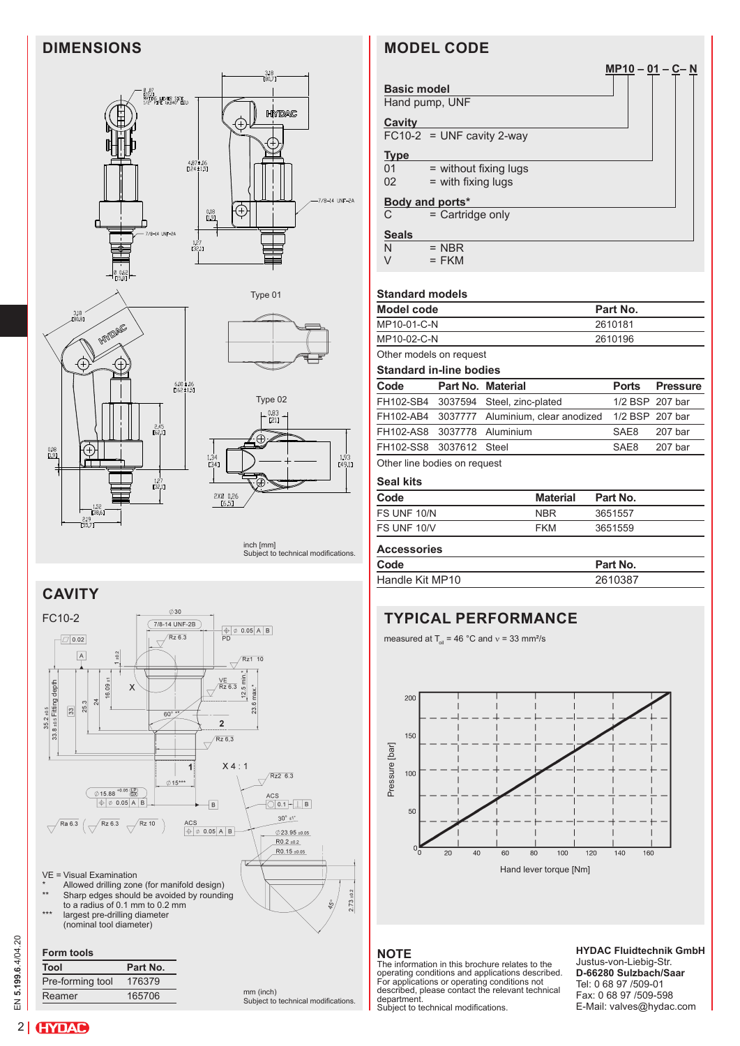## DIMENSIONS

Type 01

Type 02

inch [mm]
Subject to technical modifications.

## CAVITY

FC10-2

VE = Visual Examination
* Allowed drilling zone (for manifold design)
** Sharp edges should be avoided by rounding to a radius of 0.1 mm to 0.2 mm
*** largest pre-drilling diameter (nominal tool diameter)

### Form tools

| Tool | Part No. |
|---|---|
| Pre-forming tool | 176379 |
| Reamer | 165706 |

mm (inch)
Subject to technical modifications.

## MODEL CODE

**MP10 – 01 – C – N**

**Basic model**
Hand pump, UNF

**Cavity**
FC10-2 = UNF cavity 2-way

**Type**
01 = without fixing lugs
02 = with fixing lugs

**Body and ports***
C = Cartridge only

**Seals**
N = NBR
V = FKM

### Standard models

| Model code | Part No. |
|---|---|
| MP10-01-C-N | 2610181 |
| MP10-02-C-N | 2610196 |

Other models on request

### Standard in-line bodies

| Code | Part No. | Material | Ports | Pressure |
|---|---|---|---|---|
| FH102-SB4 | 3037594 | Steel, zinc-plated | 1/2 BSP | 207 bar |
| FH102-AB4 | 3037777 | Aluminium, clear anodized | 1/2 BSP | 207 bar |
| FH102-AS8 | 3037778 | Aluminium | SAE8 | 207 bar |
| FH102-SS8 | 3037612 | Steel | SAE8 | 207 bar |

Other line bodies on request

### Seal kits

| Code | Material | Part No. |
|---|---|---|
| FS UNF 10/N | NBR | 3651557 |
| FS UNF 10/V | FKM | 3651559 |

### Accessories

| Code | Part No. |
|---|---|
| Handle Kit MP10 | 2610387 |

## TYPICAL PERFORMANCE

measured at $T_{oil}$ = 46 °C and $\nu$ = 33 mm²/s

Pressure [bar]
200
150
100
50
0
0 20 40 60 80 100 120 140 160
Hand lever torque [Nm]

## NOTE

The information in this brochure relates to the operating conditions and applications described. For applications or operating conditions not described, please contact the relevant technical department.
Subject to technical modifications.

**HYDAC Fluidtechnik GmbH**
Justus-von-Liebig-Str.
**D-66280 Sulzbach/Saar**
Tel: 0 68 97 /509-01
Fax: 0 68 97 /509-598
E-Mail: valves@hydac.com

EN 5.199.6.4/04.20